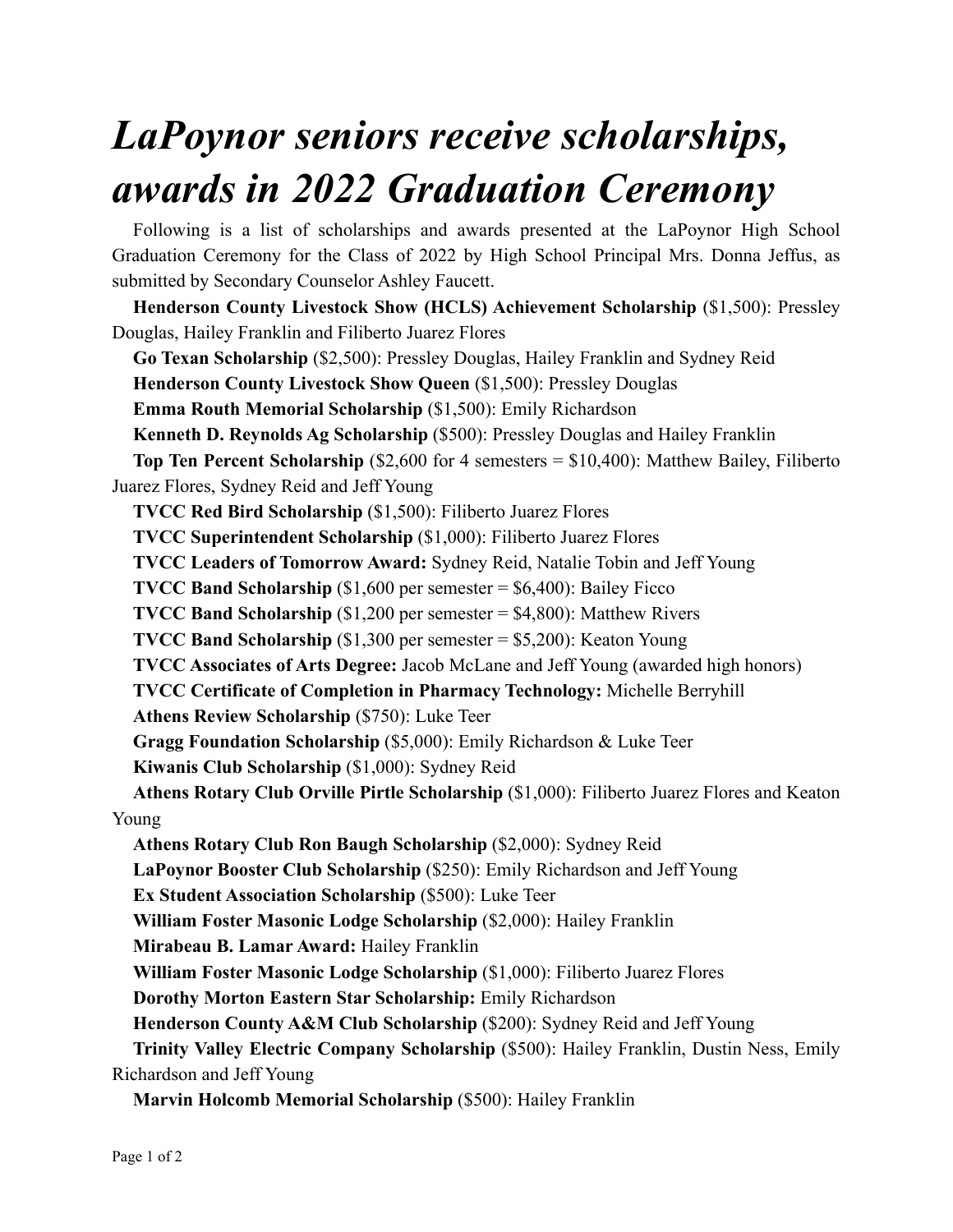# *LaPoynor seniors receive scholarships, awards in 2022 Graduation Ceremony*

Following is a list of scholarships and awards presented at the LaPoynor High School Graduation Ceremony for the Class of 2022 by High School Principal Mrs. Donna Jeffus, as submitted by Secondary Counselor Ashley Faucett.

**Henderson County Livestock Show (HCLS) Achievement Scholarship** ($1,500): Pressley Douglas, Hailey Franklin and Filiberto Juarez Flores

**Go Texan Scholarship** ($2,500): Pressley Douglas, Hailey Franklin and Sydney Reid

**Henderson County Livestock Show Queen** ($1,500): Pressley Douglas

**Emma Routh Memorial Scholarship** ($1,500): Emily Richardson

**Kenneth D. Reynolds Ag Scholarship** ($500): Pressley Douglas and Hailey Franklin

**Top Ten Percent Scholarship** ($2,600 for 4 semesters = $10,400): Matthew Bailey, Filiberto Juarez Flores, Sydney Reid and Jeff Young

**TVCC Red Bird Scholarship** ($1,500): Filiberto Juarez Flores

**TVCC Superintendent Scholarship** ($1,000): Filiberto Juarez Flores

**TVCC Leaders of Tomorrow Award:** Sydney Reid, Natalie Tobin and Jeff Young

**TVCC Band Scholarship** ($1,600 per semester = $6,400): Bailey Ficco

**TVCC Band Scholarship** ($1,200 per semester = $4,800): Matthew Rivers

**TVCC Band Scholarship** ($1,300 per semester = $5,200): Keaton Young

**TVCC Associates of Arts Degree:** Jacob McLane and Jeff Young (awarded high honors)

**TVCC Certificate of Completion in Pharmacy Technology:** Michelle Berryhill

**Athens Review Scholarship** ($750): Luke Teer

**Gragg Foundation Scholarship** ($5,000): Emily Richardson & Luke Teer

**Kiwanis Club Scholarship** ($1,000): Sydney Reid

**Athens Rotary Club Orville Pirtle Scholarship** ($1,000): Filiberto Juarez Flores and Keaton Young

**Athens Rotary Club Ron Baugh Scholarship** ($2,000): Sydney Reid

**LaPoynor Booster Club Scholarship** ($250): Emily Richardson and Jeff Young

**Ex Student Association Scholarship** ($500): Luke Teer

**William Foster Masonic Lodge Scholarship** ($2,000): Hailey Franklin

**Mirabeau B. Lamar Award:** Hailey Franklin

**William Foster Masonic Lodge Scholarship** ($1,000): Filiberto Juarez Flores

**Dorothy Morton Eastern Star Scholarship:** Emily Richardson

**Henderson County A&M Club Scholarship** ($200): Sydney Reid and Jeff Young

**Trinity Valley Electric Company Scholarship** ($500): Hailey Franklin, Dustin Ness, Emily Richardson and Jeff Young

**Marvin Holcomb Memorial Scholarship** ($500): Hailey Franklin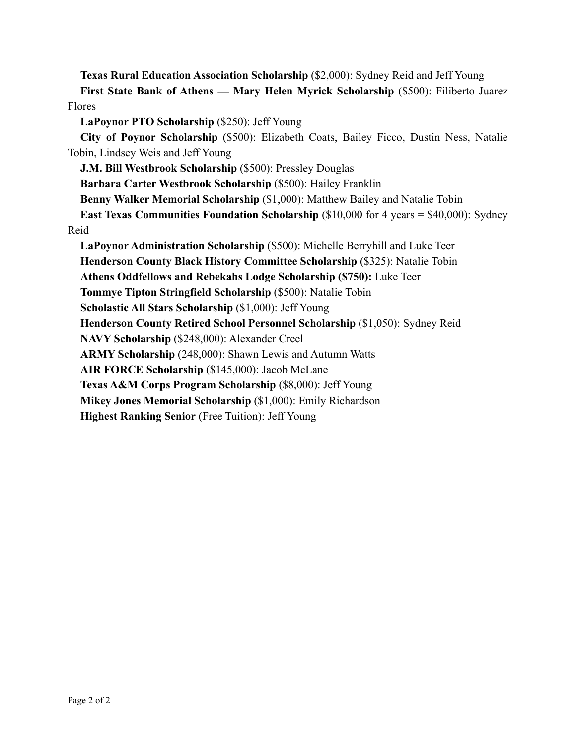**Texas Rural Education Association Scholarship** ($2,000): Sydney Reid and Jeff Young

**First State Bank of Athens — Mary Helen Myrick Scholarship** ($500): Filiberto Juarez Flores

**LaPoynor PTO Scholarship** ($250): Jeff Young

**City of Poynor Scholarship** ($500): Elizabeth Coats, Bailey Ficco, Dustin Ness, Natalie Tobin, Lindsey Weis and Jeff Young

**J.M. Bill Westbrook Scholarship** ($500): Pressley Douglas

**Barbara Carter Westbrook Scholarship** ($500): Hailey Franklin

**Benny Walker Memorial Scholarship** ($1,000): Matthew Bailey and Natalie Tobin

**East Texas Communities Foundation Scholarship** ($10,000 for 4 years = $40,000): Sydney Reid

**LaPoynor Administration Scholarship** ($500): Michelle Berryhill and Luke Teer

**Henderson County Black History Committee Scholarship** ($325): Natalie Tobin

**Athens Oddfellows and Rebekahs Lodge Scholarship ($750):** Luke Teer

**Tommye Tipton Stringfield Scholarship** ($500): Natalie Tobin

**Scholastic All Stars Scholarship** ($1,000): Jeff Young

**Henderson County Retired School Personnel Scholarship** ($1,050): Sydney Reid

**NAVY Scholarship** ($248,000): Alexander Creel

**ARMY Scholarship** (248,000): Shawn Lewis and Autumn Watts

**AIR FORCE Scholarship** ($145,000): Jacob McLane

**Texas A&M Corps Program Scholarship** ($8,000): Jeff Young

**Mikey Jones Memorial Scholarship** ($1,000): Emily Richardson

**Highest Ranking Senior** (Free Tuition): Jeff Young